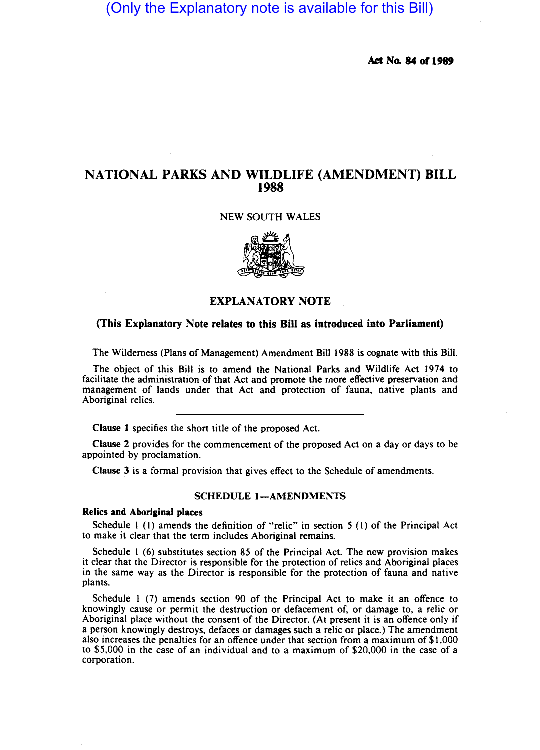(Only the Explanatory note is available for this Bill)

**Act No. 84 of 1989**

# NATIONAL PARKS AND WILDLIFE (AMENDMENT) BILL 1988

NEW SOUTH WALES

## EXPLANATORY NOTE

**(This Explanatory Note relates to this Bill as introduced into Parliament)**

The Wilderness (Plans of Management) Amendment Bill 1988 is cognate with this Bill.

The object of this Bill is to amend the National Parks and Wildlife Act 1974 to facilitate the administration of that Act and promote the more effective preservation and management of lands under that Act and protection of fauna, native plants and Aboriginal relics.

---

**Clause 1** specifies the short title of the proposed Act.

**Clause 2** provides for the commencement of the proposed Act on a day or days to be appointed by proclamation.

**Clause 3** is a formal provision that gives effect to the Schedule of amendments.

### SCHEDULE 1—AMENDMENTS

**Relics and Aboriginal places**

Schedule 1 (1) amends the definition of "relic" in section 5 (1) of the Principal Act to make it clear that the term includes Aboriginal remains.

Schedule 1 (6) substitutes section 85 of the Principal Act. The new provision makes it clear that the Director is responsible for the protection of relics and Aboriginal places in the same way as the Director is responsible for the protection of fauna and native plants.

Schedule 1 (7) amends section 90 of the Principal Act to make it an offence to knowingly cause or permit the destruction or defacement of, or damage to, a relic or Aboriginal place without the consent of the Director. (At present it is an offence only if a person knowingly destroys, defaces or damages such a relic or place.) The amendment also increases the penalties for an offence under that section from a maximum of $1,000 to $5,000 in the case of an individual and to a maximum of $20,000 in the case of a corporation.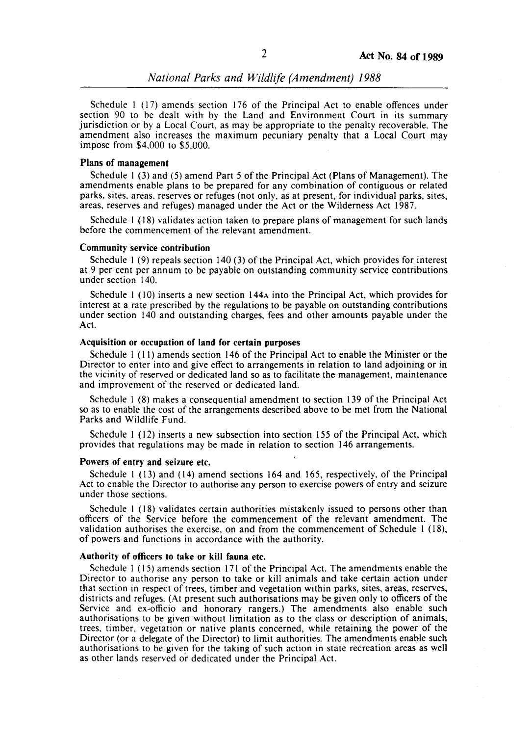Schedule 1 (17) amends section 176 of the Principal Act to enable offences under section 90 to be dealt with by the Land and Environment Court in its summary jurisdiction or by a Local Court, as may be appropriate to the penalty recoverable. The amendment also increases the maximum pecuniary penalty that a Local Court may impose from $4,000 to $5,000.

**Plans of management**

Schedule 1 (3) and (5) amend Part 5 of the Principal Act (Plans of Management). The amendments enable plans to be prepared for any combination of contiguous or related parks, sites, areas, reserves or refuges (not only, as at present, for individual parks, sites, areas, reserves and refuges) managed under the Act or the Wilderness Act 1987.

Schedule 1 (18) validates action taken to prepare plans of management for such lands before the commencement of the relevant amendment.

**Community service contribution**

Schedule 1 (9) repeals section 140 (3) of the Principal Act, which provides for interest at 9 per cent per annum to be payable on outstanding community service contributions under section 140.

Schedule 1 (10) inserts a new section 144A into the Principal Act, which provides for interest at a rate prescribed by the regulations to be payable on outstanding contributions under section 140 and outstanding charges, fees and other amounts payable under the Act.

**Acquisition or occupation of land for certain purposes**

Schedule 1 (11) amends section 146 of the Principal Act to enable the Minister or the Director to enter into and give effect to arrangements in relation to land adjoining or in the vicinity of reserved or dedicated land so as to facilitate the management, maintenance and improvement of the reserved or dedicated land.

Schedule 1 (8) makes a consequential amendment to section 139 of the Principal Act so as to enable the cost of the arrangements described above to be met from the National Parks and Wildlife Fund.

Schedule 1 (12) inserts a new subsection into section 155 of the Principal Act, which provides that regulations may be made in relation to section 146 arrangements.

**Powers of entry and seizure etc.**

Schedule 1 (13) and (14) amend sections 164 and 165, respectively, of the Principal Act to enable the Director to authorise any person to exercise powers of entry and seizure under those sections.

Schedule 1 (18) validates certain authorities mistakenly issued to persons other than officers of the Service before the commencement of the relevant amendment. The validation authorises the exercise, on and from the commencement of Schedule 1 (18), of powers and functions in accordance with the authority.

**Authority of officers to take or kill fauna etc.**

Schedule 1 (15) amends section 171 of the Principal Act. The amendments enable the Director to authorise any person to take or kill animals and take certain action under that section in respect of trees, timber and vegetation within parks, sites, areas, reserves, districts and refuges. (At present such authorisations may be given only to officers of the Service and ex-officio and honorary rangers.) The amendments also enable such authorisations to be given without limitation as to the class or description of animals, trees, timber, vegetation or native plants concerned, while retaining the power of the Director (or a delegate of the Director) to limit authorities. The amendments enable such authorisations to be given for the taking of such action in state recreation areas as well as other lands reserved or dedicated under the Principal Act.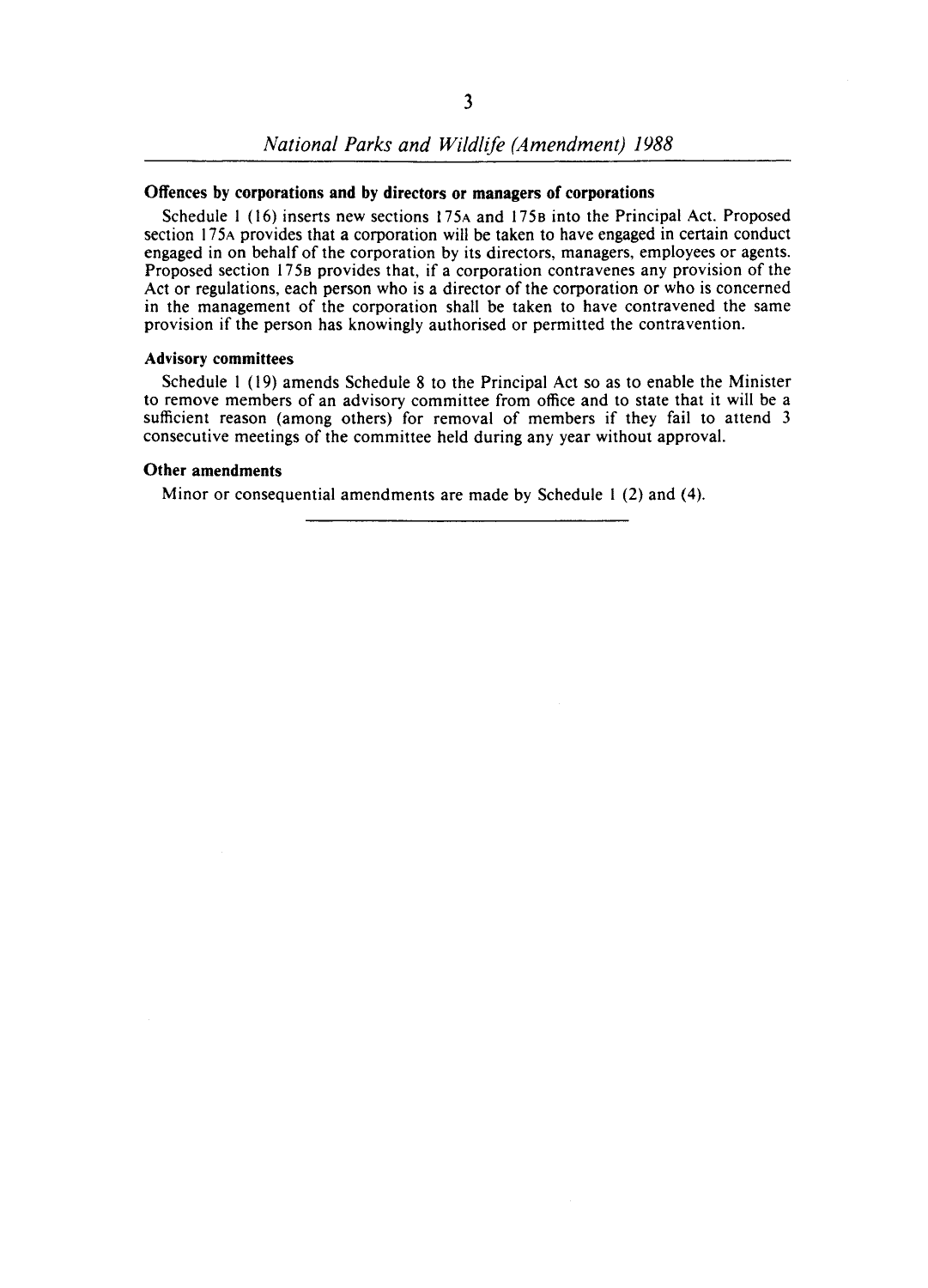### Offences by corporations and by directors or managers of corporations

Schedule 1 (16) inserts new sections 175A and 175B into the Principal Act. Proposed section 175A provides that a corporation will be taken to have engaged in certain conduct engaged in on behalf of the corporation by its directors, managers, employees or agents. Proposed section 175B provides that, if a corporation contravenes any provision of the Act or regulations, each person who is a director of the corporation or who is concerned in the management of the corporation shall be taken to have contravened the same provision if the person has knowingly authorised or permitted the contravention.

### Advisory committees

Schedule 1 (19) amends Schedule 8 to the Principal Act so as to enable the Minister to remove members of an advisory committee from office and to state that it will be a sufficient reason (among others) for removal of members if they fail to attend 3 consecutive meetings of the committee held during any year without approval.

### Other amendments

Minor or consequential amendments are made by Schedule 1 (2) and (4).